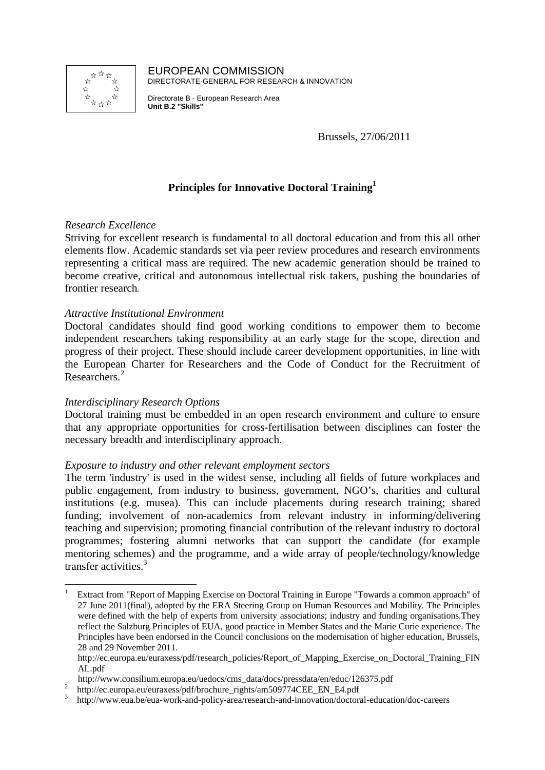EUROPEAN COMMISSION
DIRECTORATE-GENERAL FOR RESEARCH & INNOVATION

Directorate B - European Research Area
**Unit B.2 "Skills"**

Brussels, 27/06/2011

# Principles for Innovative Doctoral Training[1]

*Research Excellence*

Striving for excellent research is fundamental to all doctoral education and from this all other elements flow. Academic standards set via peer review procedures and research environments representing a critical mass are required. The new academic generation should be trained to become creative, critical and autonomous intellectual risk takers, pushing the boundaries of frontier research.

*Attractive Institutional Environment*

Doctoral candidates should find good working conditions to empower them to become independent researchers taking responsibility at an early stage for the scope, direction and progress of their project. These should include career development opportunities, in line with the European Charter for Researchers and the Code of Conduct for the Recruitment of Researchers.[2]

*Interdisciplinary Research Options*

Doctoral training must be embedded in an open research environment and culture to ensure that any appropriate opportunities for cross-fertilisation between disciplines can foster the necessary breadth and interdisciplinary approach.

*Exposure to industry and other relevant employment sectors*

The term 'industry' is used in the widest sense, including all fields of future workplaces and public engagement, from industry to business, government, NGO's, charities and cultural institutions (e.g. musea). This can include placements during research training; shared funding; involvement of non-academics from relevant industry in informing/delivering teaching and supervision; promoting financial contribution of the relevant industry to doctoral programmes; fostering alumni networks that can support the candidate (for example mentoring schemes) and the programme, and a wide array of people/technology/knowledge transfer activities.[3]

---

[1] Extract from "Report of Mapping Exercise on Doctoral Training in Europe "Towards a common approach" of 27 June 2011(final), adopted by the ERA Steering Group on Human Resources and Mobility. The Principles were defined with the help of experts from university associations; industry and funding organisations.They reflect the Salzburg Principles of EUA, good practice in Member States and the Marie Curie experience. The Principles have been endorsed in the Council conclusions on the modernisation of higher education, Brussels, 28 and 29 November 2011.
http://ec.europa.eu/euraxess/pdf/research_policies/Report_of_Mapping_Exercise_on_Doctoral_Training_FINAL.pdf
http://www.consilium.europa.eu/uedocs/cms_data/docs/pressdata/en/educ/126375.pdf

[2] http://ec.europa.eu/euraxess/pdf/brochure_rights/am509774CEE_EN_E4.pdf

[3] http://www.eua.be/eua-work-and-policy-area/research-and-innovation/doctoral-education/doc-careers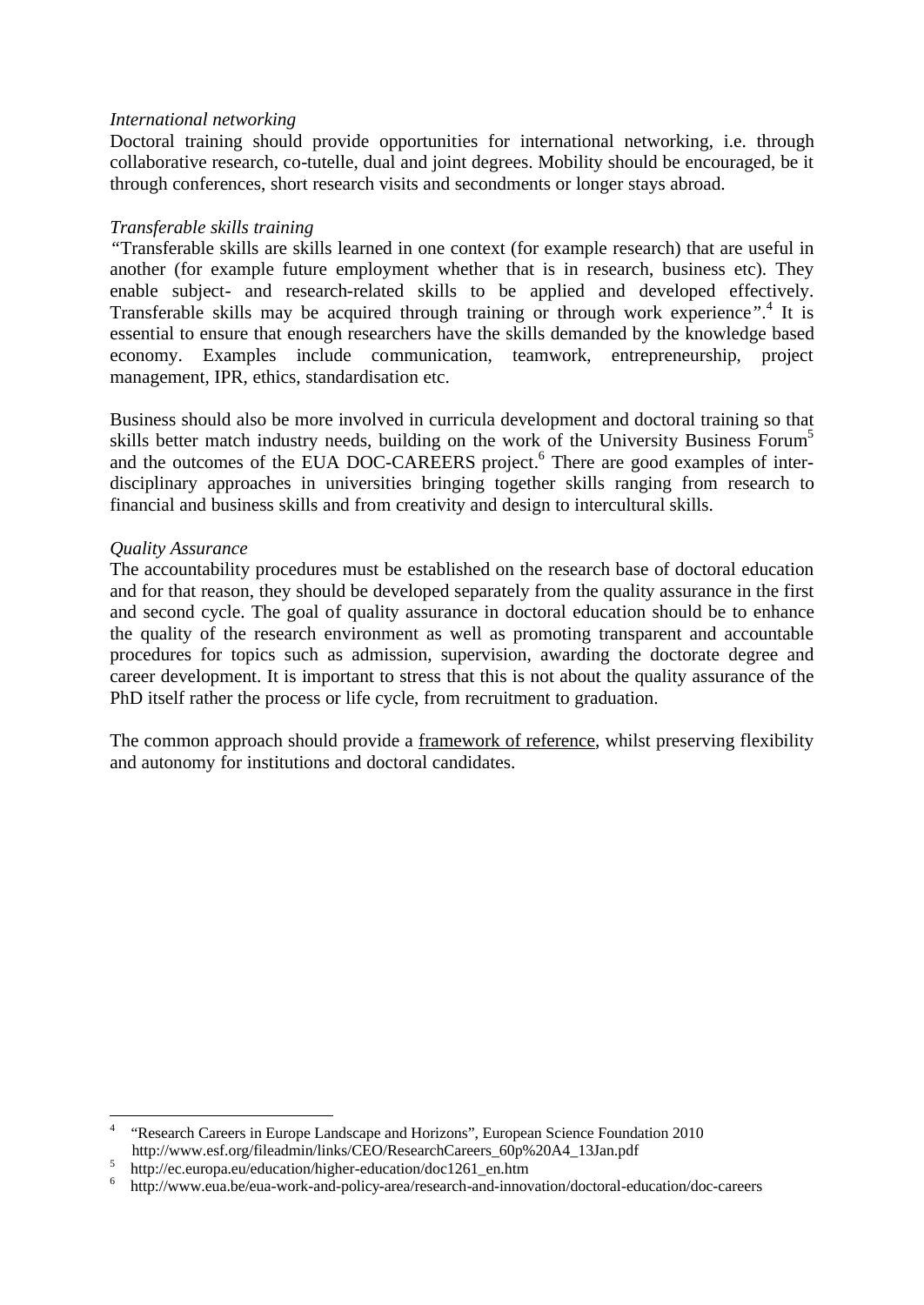*International networking*

Doctoral training should provide opportunities for international networking, i.e. through collaborative research, co-tutelle, dual and joint degrees. Mobility should be encouraged, be it through conferences, short research visits and secondments or longer stays abroad.

*Transferable skills training*

"Transferable skills are skills learned in one context (for example research) that are useful in another (for example future employment whether that is in research, business etc). They enable subject- and research-related skills to be applied and developed effectively. Transferable skills may be acquired through training or through work experience".[4] It is essential to ensure that enough researchers have the skills demanded by the knowledge based economy. Examples include communication, teamwork, entrepreneurship, project management, IPR, ethics, standardisation etc.

Business should also be more involved in curricula development and doctoral training so that skills better match industry needs, building on the work of the University Business Forum[5] and the outcomes of the EUA DOC-CAREERS project.[6] There are good examples of inter-disciplinary approaches in universities bringing together skills ranging from research to financial and business skills and from creativity and design to intercultural skills.

*Quality Assurance*

The accountability procedures must be established on the research base of doctoral education and for that reason, they should be developed separately from the quality assurance in the first and second cycle. The goal of quality assurance in doctoral education should be to enhance the quality of the research environment as well as promoting transparent and accountable procedures for topics such as admission, supervision, awarding the doctorate degree and career development. It is important to stress that this is not about the quality assurance of the PhD itself rather the process or life cycle, from recruitment to graduation.

The common approach should provide a framework of reference, whilst preserving flexibility and autonomy for institutions and doctoral candidates.

---

[4] "Research Careers in Europe Landscape and Horizons", European Science Foundation 2010 http://www.esf.org/fileadmin/links/CEO/ResearchCareers_60p%20A4_13Jan.pdf

[5] http://ec.europa.eu/education/higher-education/doc1261_en.htm

[6] http://www.eua.be/eua-work-and-policy-area/research-and-innovation/doctoral-education/doc-careers